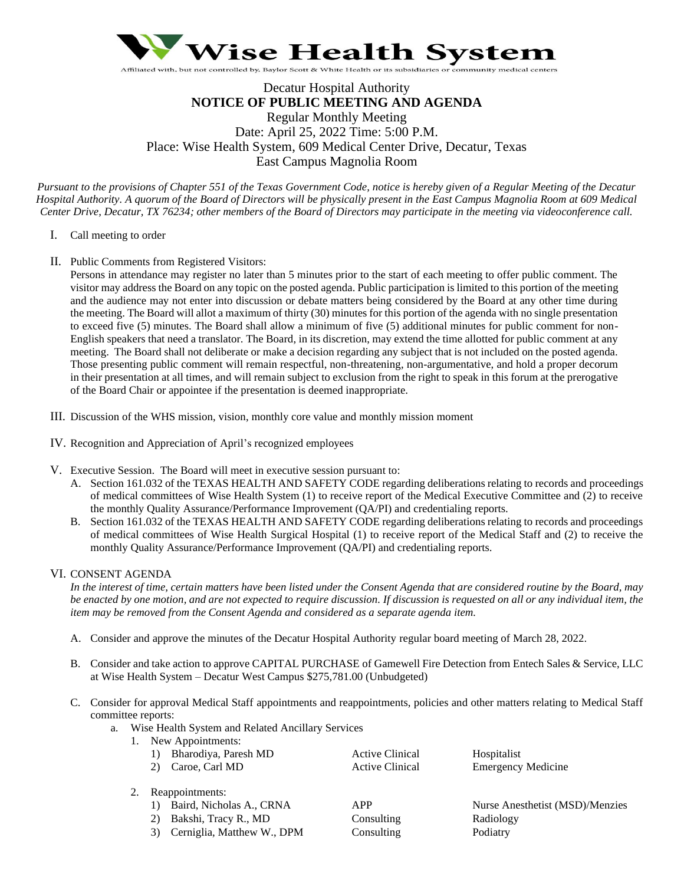**Wise Health System**

Affiliated with, but not controlled by, Baylor Scott & White Health or its subsidiaries or community medical centers

Decatur Hospital Authority
**NOTICE OF PUBLIC MEETING AND AGENDA**
Regular Monthly Meeting
Date: April 25, 2022 Time: 5:00 P.M.
Place: Wise Health System, 609 Medical Center Drive, Decatur, Texas
East Campus Magnolia Room

*Pursuant to the provisions of Chapter 551 of the Texas Government Code, notice is hereby given of a Regular Meeting of the Decatur Hospital Authority. A quorum of the Board of Directors will be physically present in the East Campus Magnolia Room at 609 Medical Center Drive, Decatur, TX 76234; other members of the Board of Directors may participate in the meeting via videoconference call.*

I. Call meeting to order

II. Public Comments from Registered Visitors:
Persons in attendance may register no later than 5 minutes prior to the start of each meeting to offer public comment. The visitor may address the Board on any topic on the posted agenda. Public participation is limited to this portion of the meeting and the audience may not enter into discussion or debate matters being considered by the Board at any other time during the meeting. The Board will allot a maximum of thirty (30) minutes for this portion of the agenda with no single presentation to exceed five (5) minutes. The Board shall allow a minimum of five (5) additional minutes for public comment for non-English speakers that need a translator. The Board, in its discretion, may extend the time allotted for public comment at any meeting. The Board shall not deliberate or make a decision regarding any subject that is not included on the posted agenda. Those presenting public comment will remain respectful, non-threatening, non-argumentative, and hold a proper decorum in their presentation at all times, and will remain subject to exclusion from the right to speak in this forum at the prerogative of the Board Chair or appointee if the presentation is deemed inappropriate.

III. Discussion of the WHS mission, vision, monthly core value and monthly mission moment

IV. Recognition and Appreciation of April's recognized employees

V. Executive Session. The Board will meet in executive session pursuant to:
   A. Section 161.032 of the TEXAS HEALTH AND SAFETY CODE regarding deliberations relating to records and proceedings of medical committees of Wise Health System (1) to receive report of the Medical Executive Committee and (2) to receive the monthly Quality Assurance/Performance Improvement (QA/PI) and credentialing reports.
   B. Section 161.032 of the TEXAS HEALTH AND SAFETY CODE regarding deliberations relating to records and proceedings of medical committees of Wise Health Surgical Hospital (1) to receive report of the Medical Staff and (2) to receive the monthly Quality Assurance/Performance Improvement (QA/PI) and credentialing reports.

VI. CONSENT AGENDA
*In the interest of time, certain matters have been listed under the Consent Agenda that are considered routine by the Board, may be enacted by one motion, and are not expected to require discussion. If discussion is requested on all or any individual item, the item may be removed from the Consent Agenda and considered as a separate agenda item.*

   A. Consider and approve the minutes of the Decatur Hospital Authority regular board meeting of March 28, 2022.

   B. Consider and take action to approve CAPITAL PURCHASE of Gamewell Fire Detection from Entech Sales & Service, LLC at Wise Health System – Decatur West Campus $275,781.00 (Unbudgeted)

   C. Consider for approval Medical Staff appointments and reappointments, policies and other matters relating to Medical Staff committee reports:
      a. Wise Health System and Related Ancillary Services
         1. New Appointments:

| | Name | Category | Specialty |
|---|---|---|---|
| 1) | Bharodiya, Paresh MD | Active Clinical | Hospitalist |
| 2) | Caroe, Carl MD | Active Clinical | Emergency Medicine |

         2. Reappointments:

| | Name | Category | Specialty |
|---|---|---|---|
| 1) | Baird, Nicholas A., CRNA | APP | Nurse Anesthetist (MSD)/Menzies |
| 2) | Bakshi, Tracy R., MD | Consulting | Radiology |
| 3) | Cerniglia, Matthew W., DPM | Consulting | Podiatry |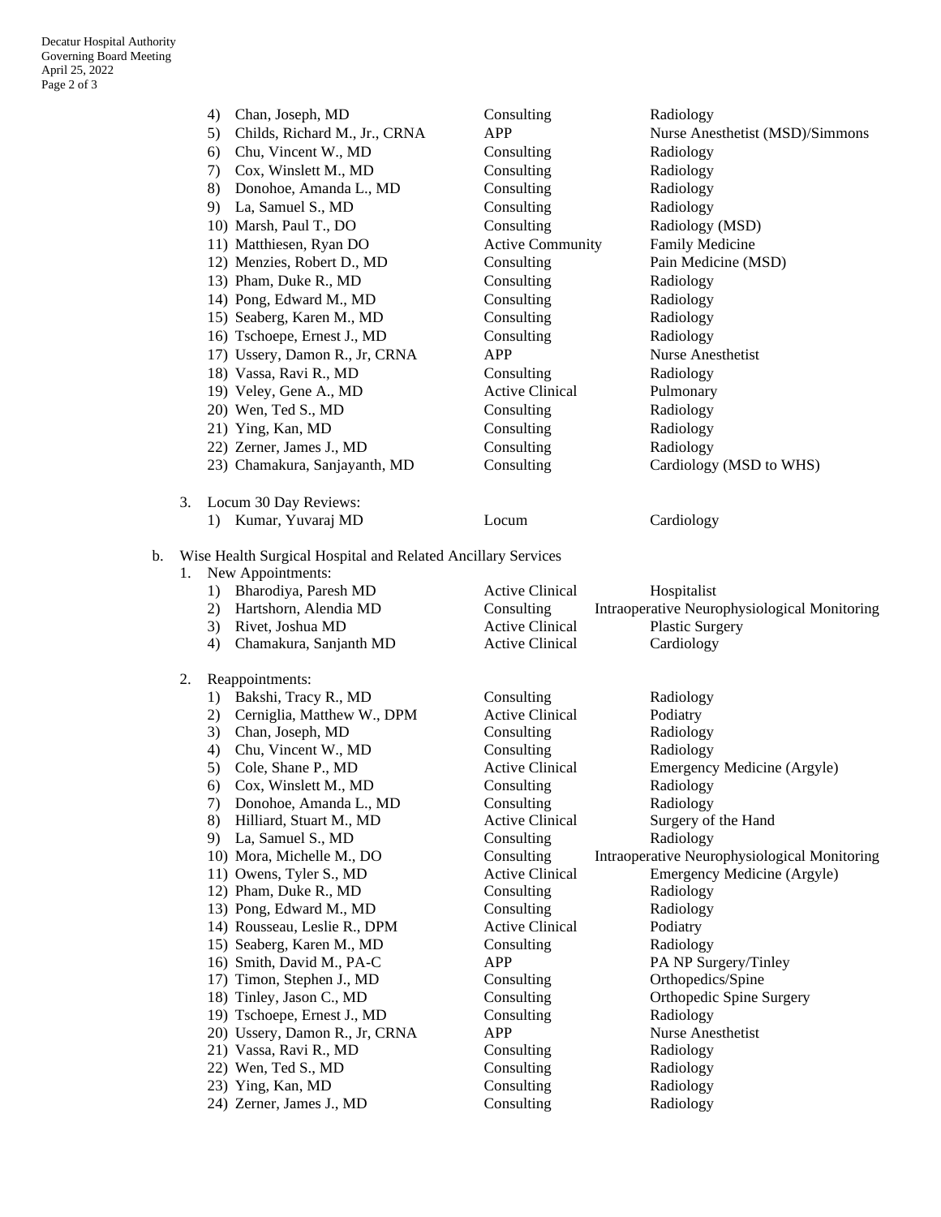| | | |
|---|---|---|
| 4) Chan, Joseph, MD | Consulting | Radiology |
| 5) Childs, Richard M., Jr., CRNA | APP | Nurse Anesthetist (MSD)/Simmons |
| 6) Chu, Vincent W., MD | Consulting | Radiology |
| 7) Cox, Winslett M., MD | Consulting | Radiology |
| 8) Donohoe, Amanda L., MD | Consulting | Radiology |
| 9) La, Samuel S., MD | Consulting | Radiology |
| 10) Marsh, Paul T., DO | Consulting | Radiology (MSD) |
| 11) Matthiesen, Ryan DO | Active Community | Family Medicine |
| 12) Menzies, Robert D., MD | Consulting | Pain Medicine (MSD) |
| 13) Pham, Duke R., MD | Consulting | Radiology |
| 14) Pong, Edward M., MD | Consulting | Radiology |
| 15) Seaberg, Karen M., MD | Consulting | Radiology |
| 16) Tschoepe, Ernest J., MD | Consulting | Radiology |
| 17) Ussery, Damon R., Jr, CRNA | APP | Nurse Anesthetist |
| 18) Vassa, Ravi R., MD | Consulting | Radiology |
| 19) Veley, Gene A., MD | Active Clinical | Pulmonary |
| 20) Wen, Ted S., MD | Consulting | Radiology |
| 21) Ying, Kan, MD | Consulting | Radiology |
| 22) Zerner, James J., MD | Consulting | Radiology |
| 23) Chamakura, Sanjayanth, MD | Consulting | Cardiology (MSD to WHS) |

3. Locum 30 Day Reviews:

| | | |
|---|---|---|
| 1) Kumar, Yuvaraj MD | Locum | Cardiology |

b. Wise Health Surgical Hospital and Related Ancillary Services

1. New Appointments:

| | | |
|---|---|---|
| 1) Bharodiya, Paresh MD | Active Clinical | Hospitalist |
| 2) Hartshorn, Alendia MD | Consulting | Intraoperative Neurophysiological Monitoring |
| 3) Rivet, Joshua MD | Active Clinical | Plastic Surgery |
| 4) Chamakura, Sanjanth MD | Active Clinical | Cardiology |

2. Reappointments:

| | | |
|---|---|---|
| 1) Bakshi, Tracy R., MD | Consulting | Radiology |
| 2) Cerniglia, Matthew W., DPM | Active Clinical | Podiatry |
| 3) Chan, Joseph, MD | Consulting | Radiology |
| 4) Chu, Vincent W., MD | Consulting | Radiology |
| 5) Cole, Shane P., MD | Active Clinical | Emergency Medicine (Argyle) |
| 6) Cox, Winslett M., MD | Consulting | Radiology |
| 7) Donohoe, Amanda L., MD | Consulting | Radiology |
| 8) Hilliard, Stuart M., MD | Active Clinical | Surgery of the Hand |
| 9) La, Samuel S., MD | Consulting | Radiology |
| 10) Mora, Michelle M., DO | Consulting | Intraoperative Neurophysiological Monitoring |
| 11) Owens, Tyler S., MD | Active Clinical | Emergency Medicine (Argyle) |
| 12) Pham, Duke R., MD | Consulting | Radiology |
| 13) Pong, Edward M., MD | Consulting | Radiology |
| 14) Rousseau, Leslie R., DPM | Active Clinical | Podiatry |
| 15) Seaberg, Karen M., MD | Consulting | Radiology |
| 16) Smith, David M., PA-C | APP | PA NP Surgery/Tinley |
| 17) Timon, Stephen J., MD | Consulting | Orthopedics/Spine |
| 18) Tinley, Jason C., MD | Consulting | Orthopedic Spine Surgery |
| 19) Tschoepe, Ernest J., MD | Consulting | Radiology |
| 20) Ussery, Damon R., Jr, CRNA | APP | Nurse Anesthetist |
| 21) Vassa, Ravi R., MD | Consulting | Radiology |
| 22) Wen, Ted S., MD | Consulting | Radiology |
| 23) Ying, Kan, MD | Consulting | Radiology |
| 24) Zerner, James J., MD | Consulting | Radiology |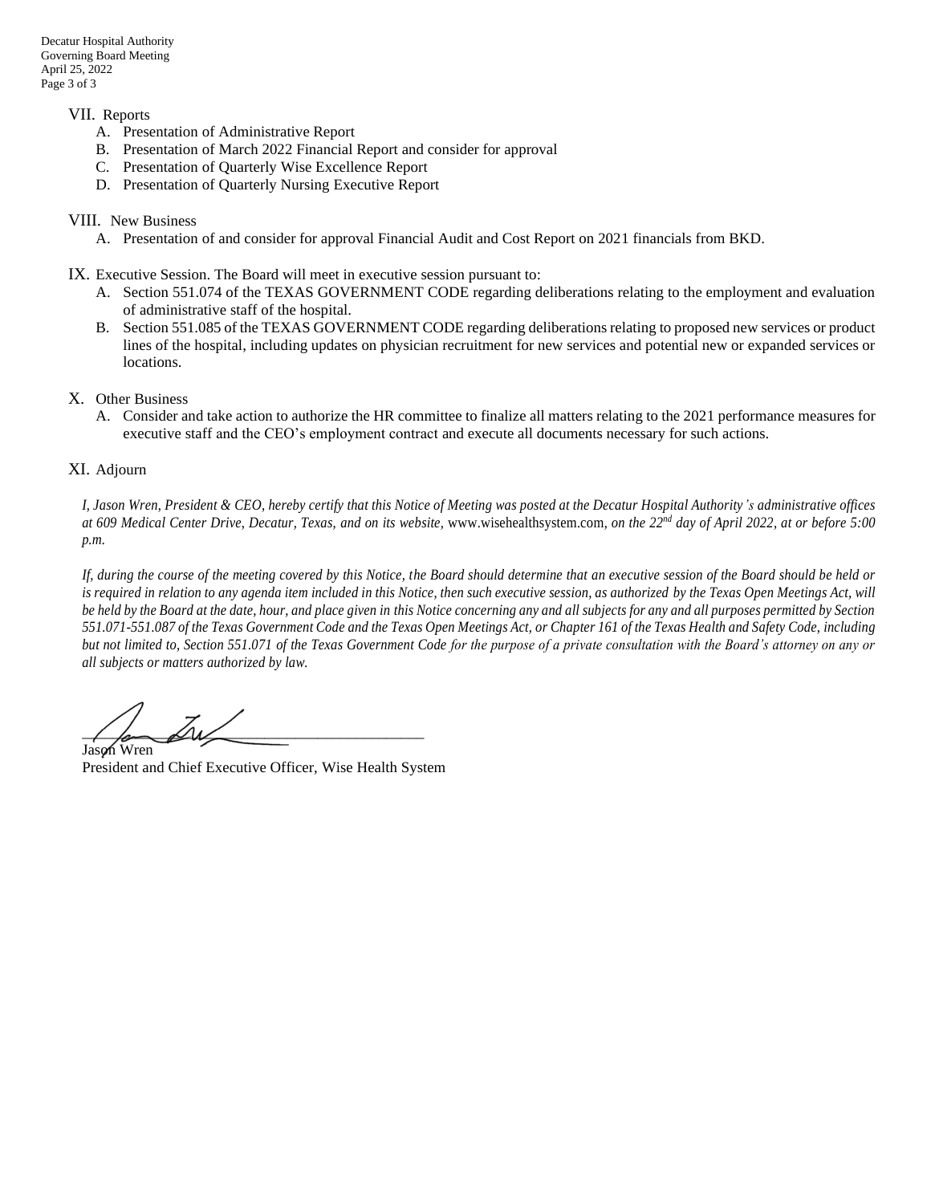VII. Reports
   A. Presentation of Administrative Report
   B. Presentation of March 2022 Financial Report and consider for approval
   C. Presentation of Quarterly Wise Excellence Report
   D. Presentation of Quarterly Nursing Executive Report

VIII. New Business
   A. Presentation of and consider for approval Financial Audit and Cost Report on 2021 financials from BKD.

IX. Executive Session. The Board will meet in executive session pursuant to:
   A. Section 551.074 of the TEXAS GOVERNMENT CODE regarding deliberations relating to the employment and evaluation of administrative staff of the hospital.
   B. Section 551.085 of the TEXAS GOVERNMENT CODE regarding deliberations relating to proposed new services or product lines of the hospital, including updates on physician recruitment for new services and potential new or expanded services or locations.

X. Other Business
   A. Consider and take action to authorize the HR committee to finalize all matters relating to the 2021 performance measures for executive staff and the CEO's employment contract and execute all documents necessary for such actions.

XI. Adjourn

*I, Jason Wren, President & CEO, hereby certify that this Notice of Meeting was posted at the Decatur Hospital Authority's administrative offices at 609 Medical Center Drive, Decatur, Texas, and on its website,* www.wisehealthsystem.com, *on the 22nd day of April 2022, at or before 5:00 p.m.*

*If, during the course of the meeting covered by this Notice, the Board should determine that an executive session of the Board should be held or is required in relation to any agenda item included in this Notice, then such executive session, as authorized by the Texas Open Meetings Act, will be held by the Board at the date, hour, and place given in this Notice concerning any and all subjects for any and all purposes permitted by Section 551.071-551.087 of the Texas Government Code and the Texas Open Meetings Act, or Chapter 161 of the Texas Health and Safety Code, including but not limited to, Section 551.071 of the Texas Government Code for the purpose of a private consultation with the Board's attorney on any or all subjects or matters authorized by law.*

\_\_\_\_\_\_\_\_\_\_\_\_\_\_\_\_\_\_\_\_\_\_\_\_\_\_\_\_\_\_\_\_\_\_\_\_

Jason Wren
President and Chief Executive Officer, Wise Health System